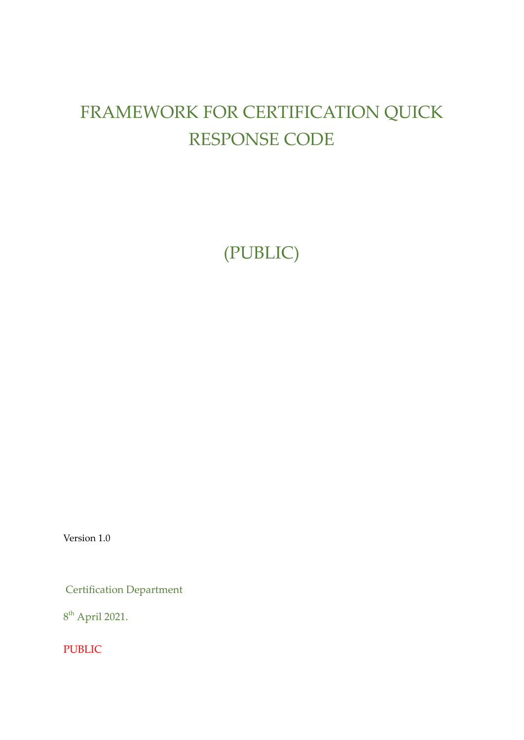# FRAMEWORK FOR CERTIFICATION QUICK RESPONSE CODE

(PUBLIC)

Version 1.0

Certification Department

8th April 2021.

PUBLIC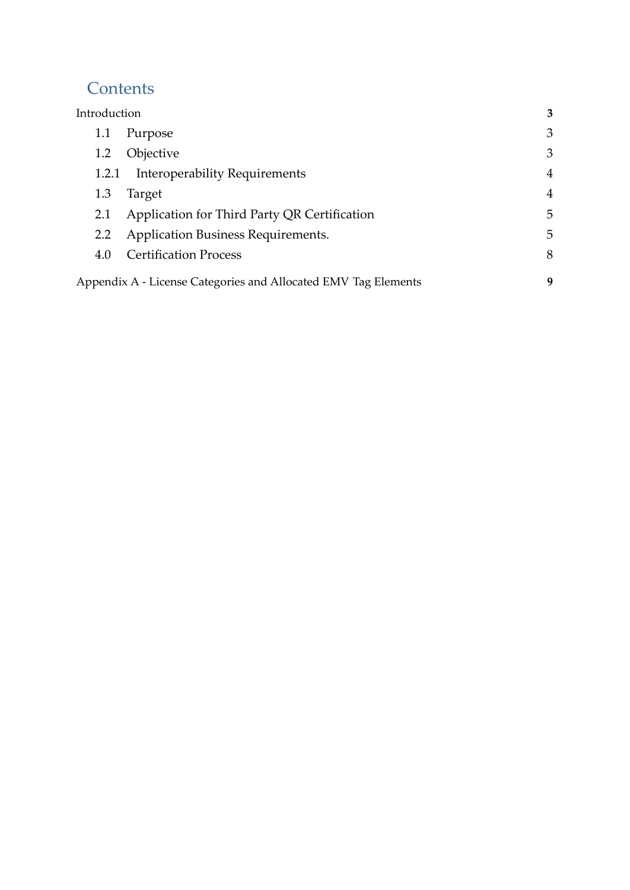# Contents

| | | |
|---|---|---|
| Introduction | | **3** |
| 1.1 | Purpose | 3 |
| 1.2 | Objective | 3 |
| 1.2.1 | Interoperability Requirements | 4 |
| 1.3 | Target | 4 |
| 2.1 | Application for Third Party QR Certification | 5 |
| 2.2 | Application Business Requirements. | 5 |
| 4.0 | Certification Process | 8 |
| Appendix A - License Categories and Allocated EMV Tag Elements | | **9** |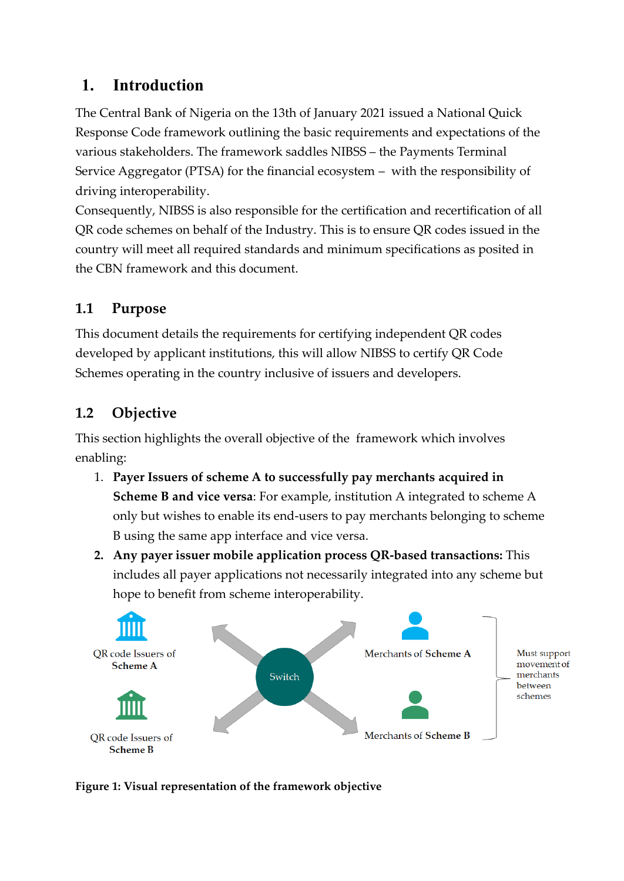# 1. Introduction

The Central Bank of Nigeria on the 13th of January 2021 issued a National Quick Response Code framework outlining the basic requirements and expectations of the various stakeholders. The framework saddles NIBSS – the Payments Terminal Service Aggregator (PTSA) for the financial ecosystem – with the responsibility of driving interoperability.

Consequently, NIBSS is also responsible for the certification and recertification of all QR code schemes on behalf of the Industry. This is to ensure QR codes issued in the country will meet all required standards and minimum specifications as posited in the CBN framework and this document.

## 1.1 Purpose

This document details the requirements for certifying independent QR codes developed by applicant institutions, this will allow NIBSS to certify QR Code Schemes operating in the country inclusive of issuers and developers.

## 1.2 Objective

This section highlights the overall objective of the framework which involves enabling:

1. **Payer Issuers of scheme A to successfully pay merchants acquired in Scheme B and vice versa**: For example, institution A integrated to scheme A only but wishes to enable its end-users to pay merchants belonging to scheme B using the same app interface and vice versa.
2. **Any payer issuer mobile application process QR-based transactions:** This includes all payer applications not necessarily integrated into any scheme but hope to benefit from scheme interoperability.

QR code Issuers of Scheme A

QR code Issuers of Scheme B

Switch

Merchants of Scheme A

Merchants of Scheme B

Must support movement of merchants between schemes

**Figure 1: Visual representation of the framework objective**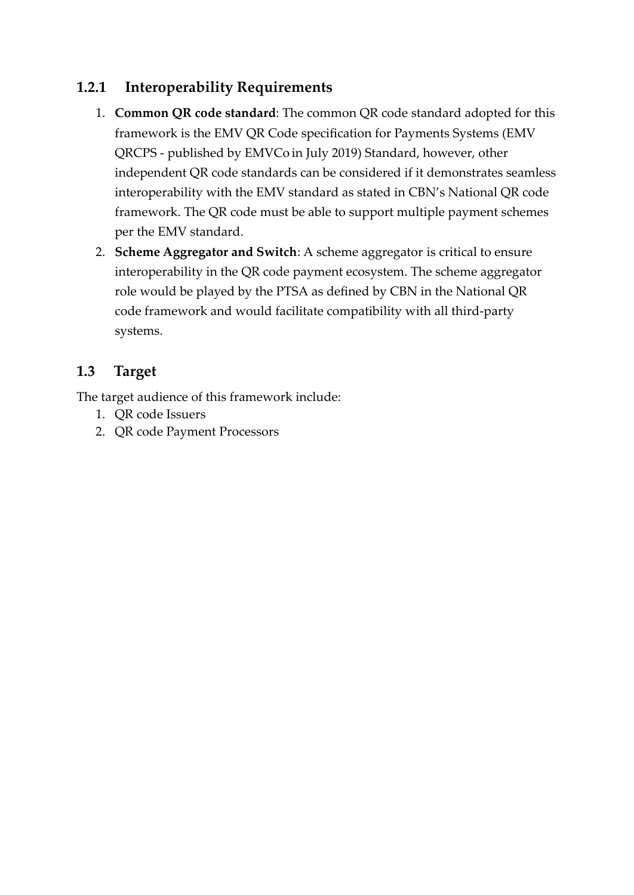### 1.2.1 Interoperability Requirements

1. **Common QR code standard**: The common QR code standard adopted for this framework is the EMV QR Code specification for Payments Systems (EMV QRCPS - published by EMVCo in July 2019) Standard, however, other independent QR code standards can be considered if it demonstrates seamless interoperability with the EMV standard as stated in CBN's National QR code framework. The QR code must be able to support multiple payment schemes per the EMV standard.
2. **Scheme Aggregator and Switch**: A scheme aggregator is critical to ensure interoperability in the QR code payment ecosystem. The scheme aggregator role would be played by the PTSA as defined by CBN in the National QR code framework and would facilitate compatibility with all third-party systems.

## 1.3 Target

The target audience of this framework include:

1. QR code Issuers
2. QR code Payment Processors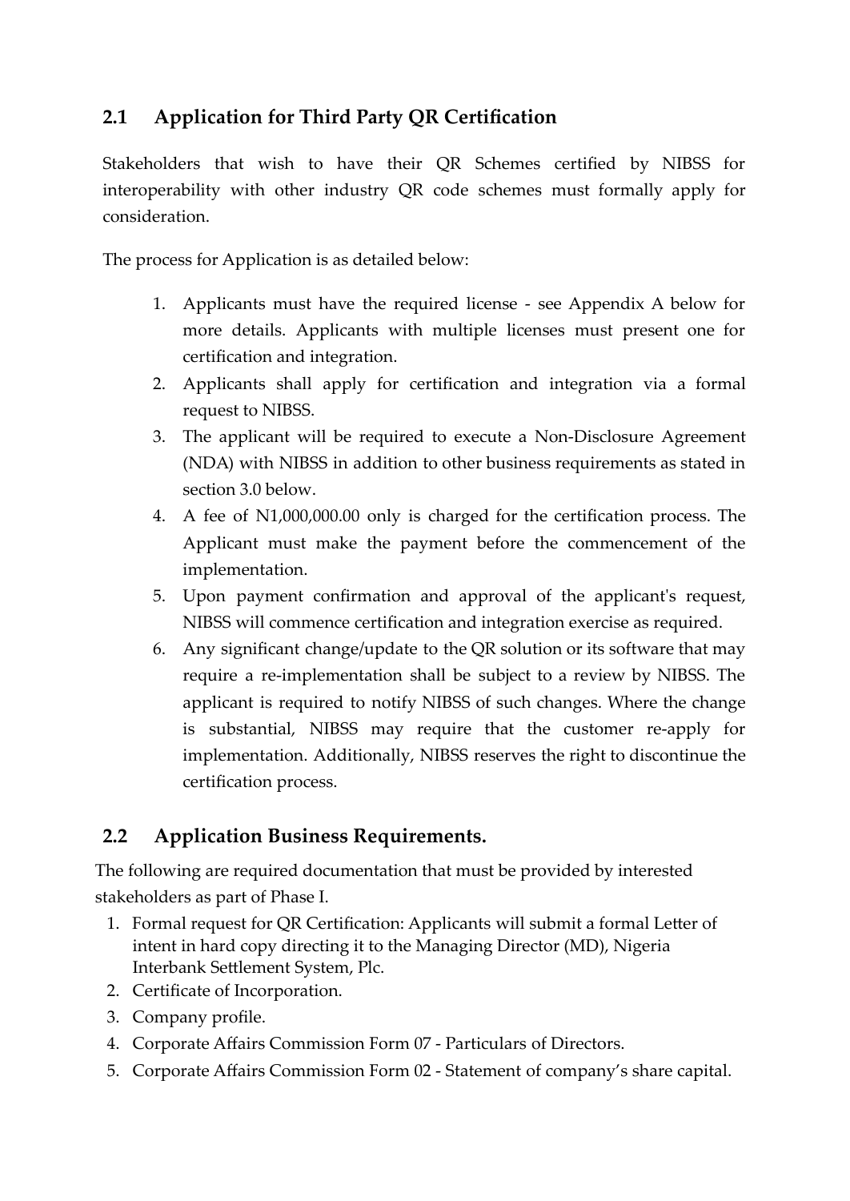## 2.1 Application for Third Party QR Certification

Stakeholders that wish to have their QR Schemes certified by NIBSS for interoperability with other industry QR code schemes must formally apply for consideration.

The process for Application is as detailed below:

1. Applicants must have the required license - see Appendix A below for more details. Applicants with multiple licenses must present one for certification and integration.
2. Applicants shall apply for certification and integration via a formal request to NIBSS.
3. The applicant will be required to execute a Non-Disclosure Agreement (NDA) with NIBSS in addition to other business requirements as stated in section 3.0 below.
4. A fee of N1,000,000.00 only is charged for the certification process. The Applicant must make the payment before the commencement of the implementation.
5. Upon payment confirmation and approval of the applicant's request, NIBSS will commence certification and integration exercise as required.
6. Any significant change/update to the QR solution or its software that may require a re-implementation shall be subject to a review by NIBSS. The applicant is required to notify NIBSS of such changes. Where the change is substantial, NIBSS may require that the customer re-apply for implementation. Additionally, NIBSS reserves the right to discontinue the certification process.

## 2.2 Application Business Requirements.

The following are required documentation that must be provided by interested stakeholders as part of Phase I.

1. Formal request for QR Certification: Applicants will submit a formal Letter of intent in hard copy directing it to the Managing Director (MD), Nigeria Interbank Settlement System, Plc.
2. Certificate of Incorporation.
3. Company profile.
4. Corporate Affairs Commission Form 07 - Particulars of Directors.
5. Corporate Affairs Commission Form 02 - Statement of company's share capital.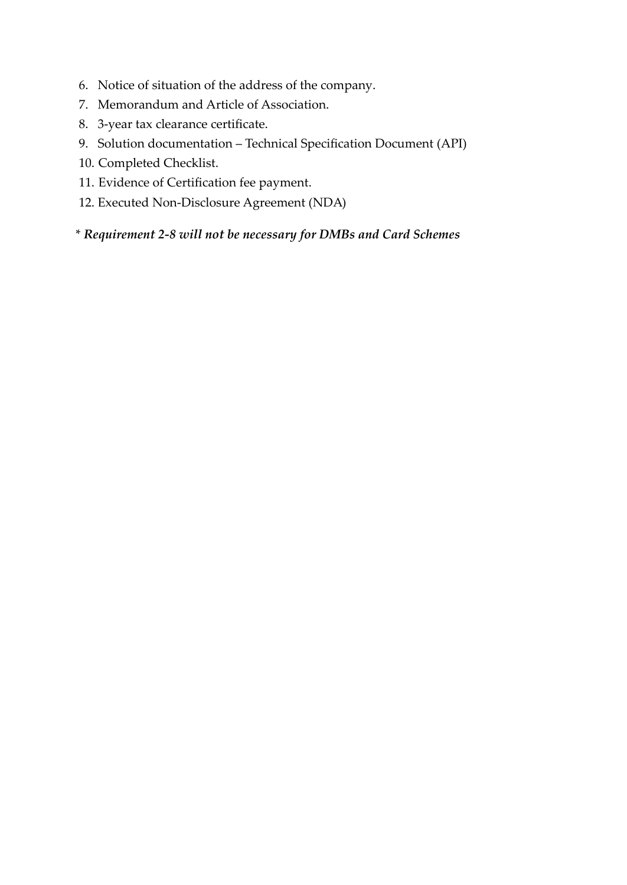6. Notice of situation of the address of the company.
7. Memorandum and Article of Association.
8. 3-year tax clearance certificate.
9. Solution documentation – Technical Specification Document (API)
10. Completed Checklist.
11. Evidence of Certification fee payment.
12. Executed Non-Disclosure Agreement (NDA)

\* ***Requirement 2-8 will not be necessary for DMBs and Card Schemes***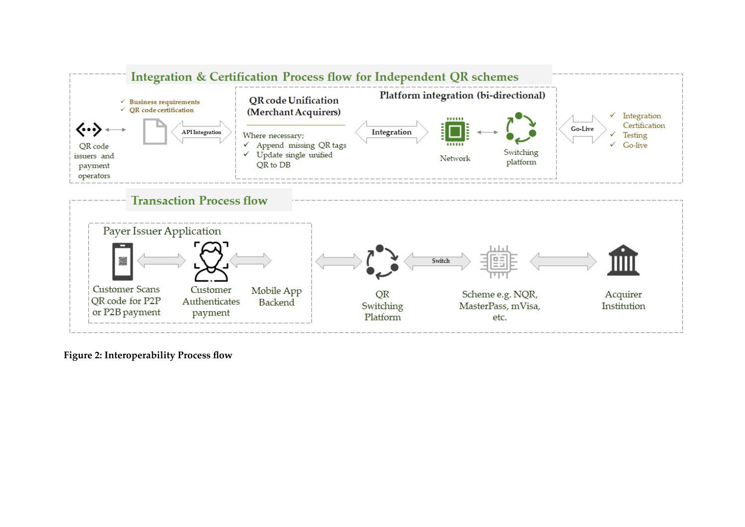## Integration & Certification Process flow for Independent QR schemes

QR code issuers and payment operators

- ✓ Business requirements
- ✓ QR code certification

API Integration

**QR code Unification (Merchant Acquirers)**

Where necessary;

- ✓ Append missing QR tags
- ✓ Update single unified QR to DB

**Platform integration (bi-directional)**

Integration

Network

Switching platform

Go-Live

- ✓ Integration Certification
- ✓ Testing
- ✓ Go-live

## Transaction Process flow

Payer Issuer Application

Customer Scans QR code for P2P or P2B payment

Customer Authenticates payment

Mobile App Backend

QR Switching Platform

Switch

Scheme e.g. NQR, MasterPass, mVisa, etc.

Acquirer Institution

**Figure 2: Interoperability Process flow**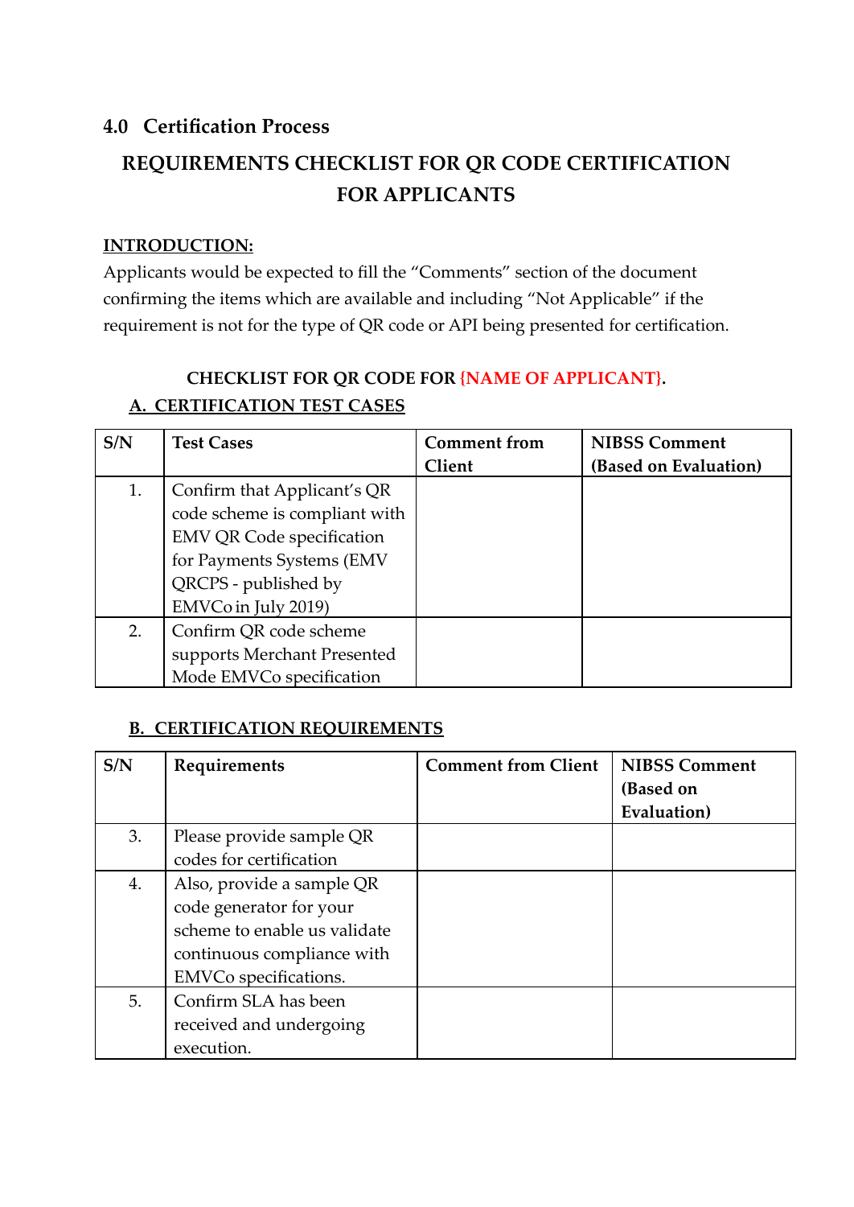## 4.0 Certification Process

## REQUIREMENTS CHECKLIST FOR QR CODE CERTIFICATION FOR APPLICANTS

**INTRODUCTION:**

Applicants would be expected to fill the "Comments" section of the document confirming the items which are available and including "Not Applicable" if the requirement is not for the type of QR code or API being presented for certification.

**CHECKLIST FOR QR CODE FOR {NAME OF APPLICANT}.**

**A. CERTIFICATION TEST CASES**

| S/N | Test Cases | Comment from Client | NIBSS Comment (Based on Evaluation) |
|---|---|---|---|
| 1. | Confirm that Applicant's QR code scheme is compliant with EMV QR Code specification for Payments Systems (EMV QRCPS - published by EMVCo in July 2019) | | |
| 2. | Confirm QR code scheme supports Merchant Presented Mode EMVCo specification | | |

**B. CERTIFICATION REQUIREMENTS**

| S/N | Requirements | Comment from Client | NIBSS Comment (Based on Evaluation) |
|---|---|---|---|
| 3. | Please provide sample QR codes for certification | | |
| 4. | Also, provide a sample QR code generator for your scheme to enable us validate continuous compliance with EMVCo specifications. | | |
| 5. | Confirm SLA has been received and undergoing execution. | | |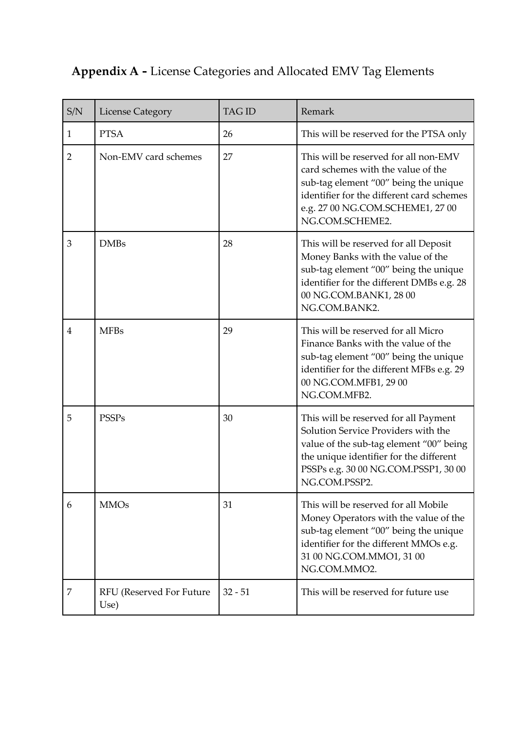**Appendix A -** License Categories and Allocated EMV Tag Elements

| S/N | License Category | TAG ID | Remark |
|---|---|---|---|
| 1 | PTSA | 26 | This will be reserved for the PTSA only |
| 2 | Non-EMV card schemes | 27 | This will be reserved for all non-EMV card schemes with the value of the sub-tag element "00" being the unique identifier for the different card schemes e.g. 27 00 NG.COM.SCHEME1, 27 00 NG.COM.SCHEME2. |
| 3 | DMBs | 28 | This will be reserved for all Deposit Money Banks with the value of the sub-tag element "00" being the unique identifier for the different DMBs e.g. 28 00 NG.COM.BANK1, 28 00 NG.COM.BANK2. |
| 4 | MFBs | 29 | This will be reserved for all Micro Finance Banks with the value of the sub-tag element "00" being the unique identifier for the different MFBs e.g. 29 00 NG.COM.MFB1, 29 00 NG.COM.MFB2. |
| 5 | PSSPs | 30 | This will be reserved for all Payment Solution Service Providers with the value of the sub-tag element "00" being the unique identifier for the different PSSPs e.g. 30 00 NG.COM.PSSP1, 30 00 NG.COM.PSSP2. |
| 6 | MMOs | 31 | This will be reserved for all Mobile Money Operators with the value of the sub-tag element "00" being the unique identifier for the different MMOs e.g. 31 00 NG.COM.MMO1, 31 00 NG.COM.MMO2. |
| 7 | RFU (Reserved For Future Use) | 32 - 51 | This will be reserved for future use |